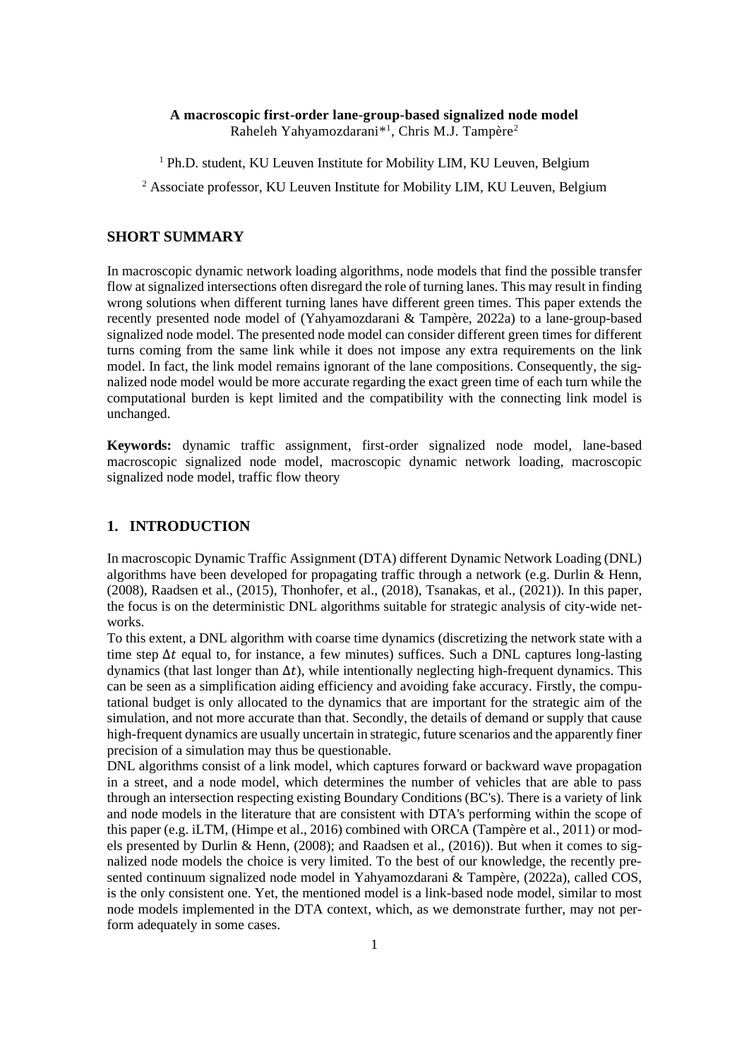**A macroscopic first-order lane-group-based signalized node model**

Raheleh Yahyamozdarani*[1], Chris M.J. Tampère[2]

[1] Ph.D. student, KU Leuven Institute for Mobility LIM, KU Leuven, Belgium

[2] Associate professor, KU Leuven Institute for Mobility LIM, KU Leuven, Belgium

## SHORT SUMMARY

In macroscopic dynamic network loading algorithms, node models that find the possible transfer flow at signalized intersections often disregard the role of turning lanes. This may result in finding wrong solutions when different turning lanes have different green times. This paper extends the recently presented node model of (Yahyamozdarani & Tampère, 2022a) to a lane-group-based signalized node model. The presented node model can consider different green times for different turns coming from the same link while it does not impose any extra requirements on the link model. In fact, the link model remains ignorant of the lane compositions. Consequently, the signalized node model would be more accurate regarding the exact green time of each turn while the computational burden is kept limited and the compatibility with the connecting link model is unchanged.

**Keywords:** dynamic traffic assignment, first-order signalized node model, lane-based macroscopic signalized node model, macroscopic dynamic network loading, macroscopic signalized node model, traffic flow theory

## 1. INTRODUCTION

In macroscopic Dynamic Traffic Assignment (DTA) different Dynamic Network Loading (DNL) algorithms have been developed for propagating traffic through a network (e.g. Durlin & Henn, (2008), Raadsen et al., (2015), Thonhofer, et al., (2018), Tsanakas, et al., (2021)). In this paper, the focus is on the deterministic DNL algorithms suitable for strategic analysis of city-wide networks.

To this extent, a DNL algorithm with coarse time dynamics (discretizing the network state with a time step $\Delta t$ equal to, for instance, a few minutes) suffices. Such a DNL captures long-lasting dynamics (that last longer than $\Delta t$), while intentionally neglecting high-frequent dynamics. This can be seen as a simplification aiding efficiency and avoiding fake accuracy. Firstly, the computational budget is only allocated to the dynamics that are important for the strategic aim of the simulation, and not more accurate than that. Secondly, the details of demand or supply that cause high-frequent dynamics are usually uncertain in strategic, future scenarios and the apparently finer precision of a simulation may thus be questionable.

DNL algorithms consist of a link model, which captures forward or backward wave propagation in a street, and a node model, which determines the number of vehicles that are able to pass through an intersection respecting existing Boundary Conditions (BC's). There is a variety of link and node models in the literature that are consistent with DTA's performing within the scope of this paper (e.g. iLTM, (Himpe et al., 2016) combined with ORCA (Tampère et al., 2011) or models presented by Durlin & Henn, (2008); and Raadsen et al., (2016)). But when it comes to signalized node models the choice is very limited. To the best of our knowledge, the recently presented continuum signalized node model in Yahyamozdarani & Tampère, (2022a), called COS, is the only consistent one. Yet, the mentioned model is a link-based node model, similar to most node models implemented in the DTA context, which, as we demonstrate further, may not perform adequately in some cases.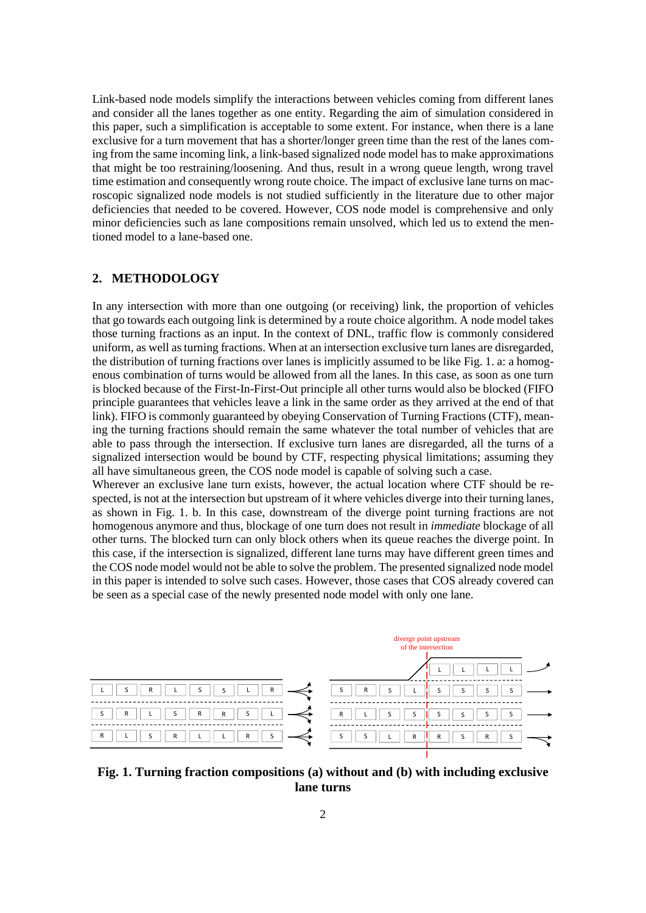Link-based node models simplify the interactions between vehicles coming from different lanes and consider all the lanes together as one entity. Regarding the aim of simulation considered in this paper, such a simplification is acceptable to some extent. For instance, when there is a lane exclusive for a turn movement that has a shorter/longer green time than the rest of the lanes coming from the same incoming link, a link-based signalized node model has to make approximations that might be too restraining/loosening. And thus, result in a wrong queue length, wrong travel time estimation and consequently wrong route choice. The impact of exclusive lane turns on macroscopic signalized node models is not studied sufficiently in the literature due to other major deficiencies that needed to be covered. However, COS node model is comprehensive and only minor deficiencies such as lane compositions remain unsolved, which led us to extend the mentioned model to a lane-based one.

## 2. METHODOLOGY

In any intersection with more than one outgoing (or receiving) link, the proportion of vehicles that go towards each outgoing link is determined by a route choice algorithm. A node model takes those turning fractions as an input. In the context of DNL, traffic flow is commonly considered uniform, as well as turning fractions. When at an intersection exclusive turn lanes are disregarded, the distribution of turning fractions over lanes is implicitly assumed to be like Fig. 1. a: a homogenous combination of turns would be allowed from all the lanes. In this case, as soon as one turn is blocked because of the First-In-First-Out principle all other turns would also be blocked (FIFO principle guarantees that vehicles leave a link in the same order as they arrived at the end of that link). FIFO is commonly guaranteed by obeying Conservation of Turning Fractions (CTF), meaning the turning fractions should remain the same whatever the total number of vehicles that are able to pass through the intersection. If exclusive turn lanes are disregarded, all the turns of a signalized intersection would be bound by CTF, respecting physical limitations; assuming they all have simultaneous green, the COS node model is capable of solving such a case.
Wherever an exclusive lane turn exists, however, the actual location where CTF should be respected, is not at the intersection but upstream of it where vehicles diverge into their turning lanes, as shown in Fig. 1. b. In this case, downstream of the diverge point turning fractions are not homogenous anymore and thus, blockage of one turn does not result in *immediate* blockage of all other turns. The blocked turn can only block others when its queue reaches the diverge point. In this case, if the intersection is signalized, different lane turns may have different green times and the COS node model would not be able to solve the problem. The presented signalized node model in this paper is intended to solve such cases. However, those cases that COS already covered can be seen as a special case of the newly presented node model with only one lane.

**Fig. 1. Turning fraction compositions (a) without and (b) with including exclusive lane turns**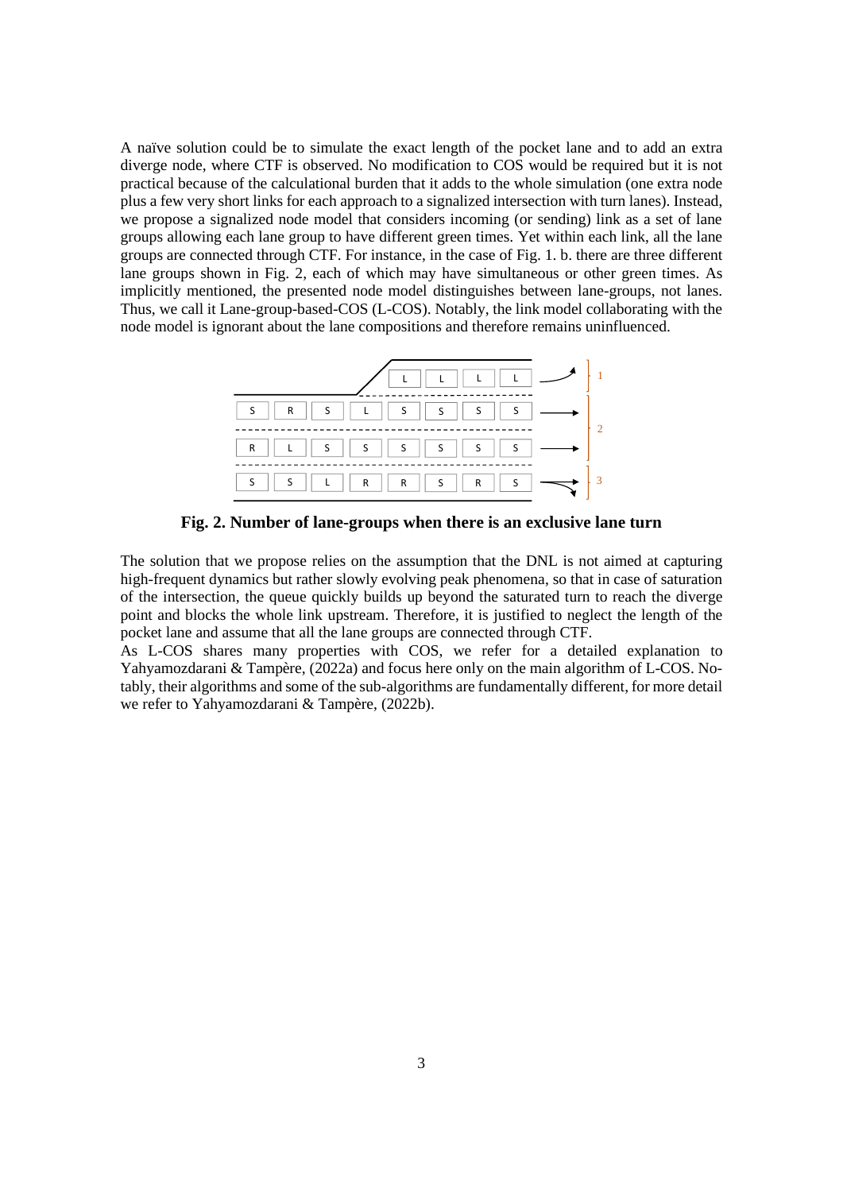A naïve solution could be to simulate the exact length of the pocket lane and to add an extra diverge node, where CTF is observed. No modification to COS would be required but it is not practical because of the calculational burden that it adds to the whole simulation (one extra node plus a few very short links for each approach to a signalized intersection with turn lanes). Instead, we propose a signalized node model that considers incoming (or sending) link as a set of lane groups allowing each lane group to have different green times. Yet within each link, all the lane groups are connected through CTF. For instance, in the case of Fig. 1. b. there are three different lane groups shown in Fig. 2, each of which may have simultaneous or other green times. As implicitly mentioned, the presented node model distinguishes between lane-groups, not lanes. Thus, we call it Lane-group-based-COS (L-COS). Notably, the link model collaborating with the node model is ignorant about the lane compositions and therefore remains uninfluenced.

**Fig. 2. Number of lane-groups when there is an exclusive lane turn**

The solution that we propose relies on the assumption that the DNL is not aimed at capturing high-frequent dynamics but rather slowly evolving peak phenomena, so that in case of saturation of the intersection, the queue quickly builds up beyond the saturated turn to reach the diverge point and blocks the whole link upstream. Therefore, it is justified to neglect the length of the pocket lane and assume that all the lane groups are connected through CTF.

As L-COS shares many properties with COS, we refer for a detailed explanation to Yahyamozdarani & Tampère, (2022a) and focus here only on the main algorithm of L-COS. Notably, their algorithms and some of the sub-algorithms are fundamentally different, for more detail we refer to Yahyamozdarani & Tampère, (2022b).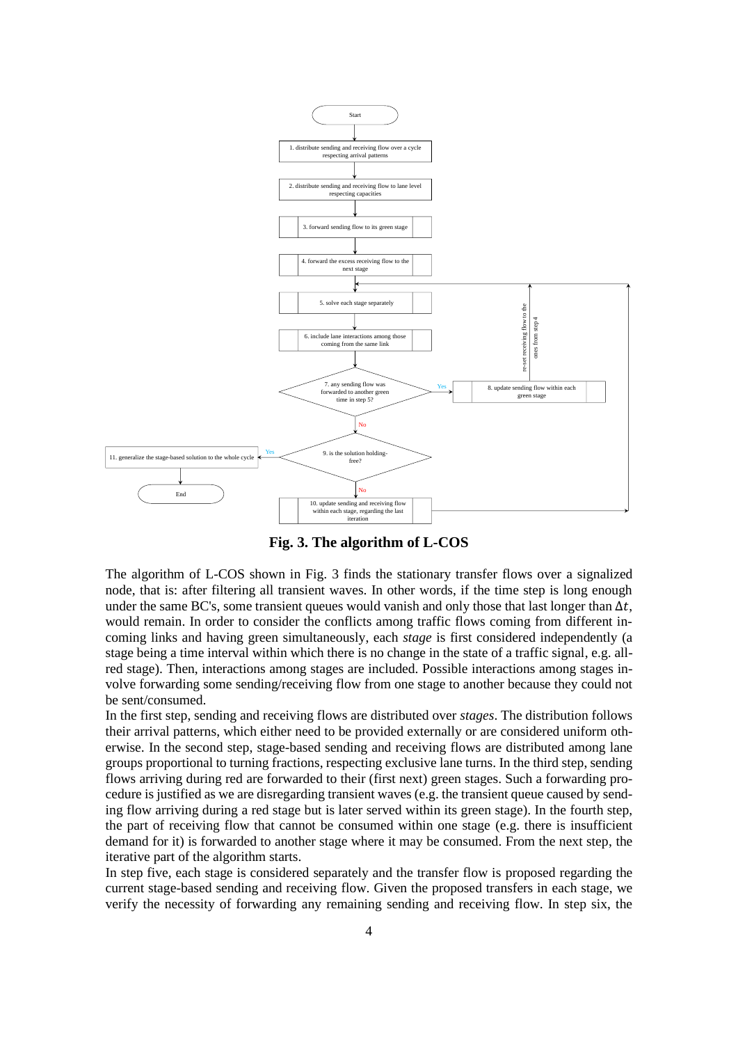Start

1. distribute sending and receiving flow over a cycle respecting arrival patterns

2. distribute sending and receiving flow to lane level respecting capacities

3. forward sending flow to its green stage

4. forward the excess receiving flow to the next stage

5. solve each stage separately

6. include lane interactions among those coming from the same link

7. any sending flow was forwarded to another green time in step 5?

Yes → 8. update sending flow within each green stage → re-set receiving flow to the ones from step 4

No

9. is the solution holding-free?

Yes → 11. generalize the stage-based solution to the whole cycle → End

No → 10. update sending and receiving flow within each stage, regarding the last iteration

**Fig. 3. The algorithm of L-COS**

The algorithm of L-COS shown in Fig. 3 finds the stationary transfer flows over a signalized node, that is: after filtering all transient waves. In other words, if the time step is long enough under the same BC's, some transient queues would vanish and only those that last longer than $\Delta t$, would remain. In order to consider the conflicts among traffic flows coming from different incoming links and having green simultaneously, each *stage* is first considered independently (a stage being a time interval within which there is no change in the state of a traffic signal, e.g. all-red stage). Then, interactions among stages are included. Possible interactions among stages involve forwarding some sending/receiving flow from one stage to another because they could not be sent/consumed.

In the first step, sending and receiving flows are distributed over *stages*. The distribution follows their arrival patterns, which either need to be provided externally or are considered uniform otherwise. In the second step, stage-based sending and receiving flows are distributed among lane groups proportional to turning fractions, respecting exclusive lane turns. In the third step, sending flows arriving during red are forwarded to their (first next) green stages. Such a forwarding procedure is justified as we are disregarding transient waves (e.g. the transient queue caused by sending flow arriving during a red stage but is later served within its green stage). In the fourth step, the part of receiving flow that cannot be consumed within one stage (e.g. there is insufficient demand for it) is forwarded to another stage where it may be consumed. From the next step, the iterative part of the algorithm starts.

In step five, each stage is considered separately and the transfer flow is proposed regarding the current stage-based sending and receiving flow. Given the proposed transfers in each stage, we verify the necessity of forwarding any remaining sending and receiving flow. In step six, the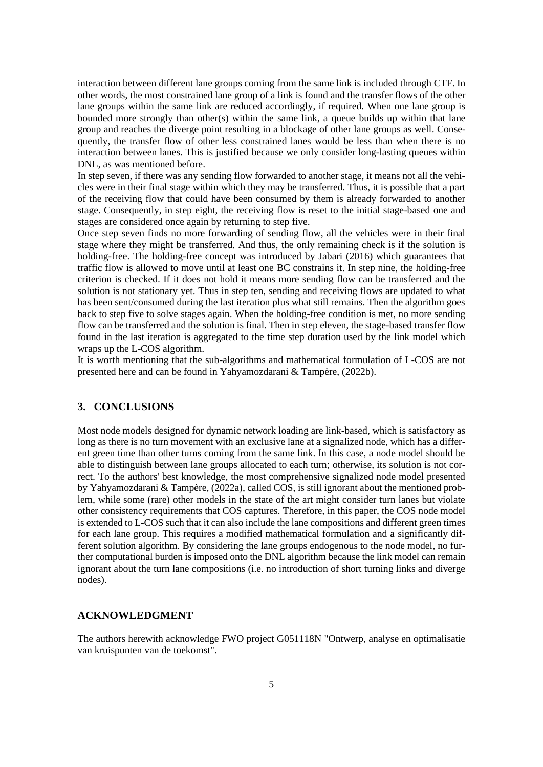interaction between different lane groups coming from the same link is included through CTF. In other words, the most constrained lane group of a link is found and the transfer flows of the other lane groups within the same link are reduced accordingly, if required. When one lane group is bounded more strongly than other(s) within the same link, a queue builds up within that lane group and reaches the diverge point resulting in a blockage of other lane groups as well. Consequently, the transfer flow of other less constrained lanes would be less than when there is no interaction between lanes. This is justified because we only consider long-lasting queues within DNL, as was mentioned before.

In step seven, if there was any sending flow forwarded to another stage, it means not all the vehicles were in their final stage within which they may be transferred. Thus, it is possible that a part of the receiving flow that could have been consumed by them is already forwarded to another stage. Consequently, in step eight, the receiving flow is reset to the initial stage-based one and stages are considered once again by returning to step five.

Once step seven finds no more forwarding of sending flow, all the vehicles were in their final stage where they might be transferred. And thus, the only remaining check is if the solution is holding-free. The holding-free concept was introduced by Jabari (2016) which guarantees that traffic flow is allowed to move until at least one BC constrains it. In step nine, the holding-free criterion is checked. If it does not hold it means more sending flow can be transferred and the solution is not stationary yet. Thus in step ten, sending and receiving flows are updated to what has been sent/consumed during the last iteration plus what still remains. Then the algorithm goes back to step five to solve stages again. When the holding-free condition is met, no more sending flow can be transferred and the solution is final. Then in step eleven, the stage-based transfer flow found in the last iteration is aggregated to the time step duration used by the link model which wraps up the L-COS algorithm.

It is worth mentioning that the sub-algorithms and mathematical formulation of L-COS are not presented here and can be found in Yahyamozdarani & Tampère, (2022b).

## 3. CONCLUSIONS

Most node models designed for dynamic network loading are link-based, which is satisfactory as long as there is no turn movement with an exclusive lane at a signalized node, which has a different green time than other turns coming from the same link. In this case, a node model should be able to distinguish between lane groups allocated to each turn; otherwise, its solution is not correct. To the authors' best knowledge, the most comprehensive signalized node model presented by Yahyamozdarani & Tampère, (2022a), called COS, is still ignorant about the mentioned problem, while some (rare) other models in the state of the art might consider turn lanes but violate other consistency requirements that COS captures. Therefore, in this paper, the COS node model is extended to L-COS such that it can also include the lane compositions and different green times for each lane group. This requires a modified mathematical formulation and a significantly different solution algorithm. By considering the lane groups endogenous to the node model, no further computational burden is imposed onto the DNL algorithm because the link model can remain ignorant about the turn lane compositions (i.e. no introduction of short turning links and diverge nodes).

## ACKNOWLEDGMENT

The authors herewith acknowledge FWO project G051118N "Ontwerp, analyse en optimalisatie van kruispunten van de toekomst".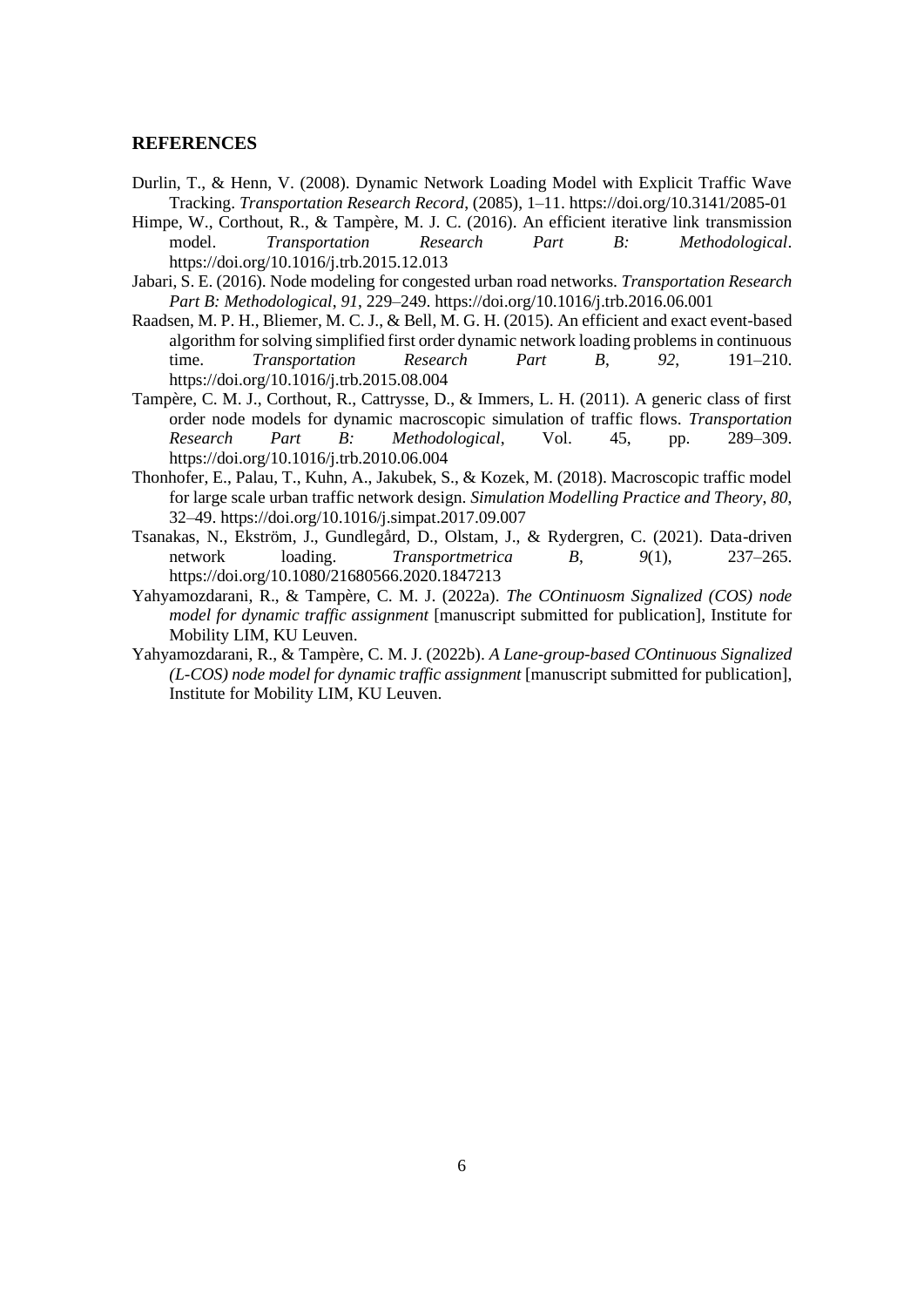## REFERENCES

Durlin, T., & Henn, V. (2008). Dynamic Network Loading Model with Explicit Traffic Wave Tracking. *Transportation Research Record*, (2085), 1–11. https://doi.org/10.3141/2085-01

Himpe, W., Corthout, R., & Tampère, M. J. C. (2016). An efficient iterative link transmission model. *Transportation Research Part B: Methodological*. https://doi.org/10.1016/j.trb.2015.12.013

Jabari, S. E. (2016). Node modeling for congested urban road networks. *Transportation Research Part B: Methodological*, *91*, 229–249. https://doi.org/10.1016/j.trb.2016.06.001

Raadsen, M. P. H., Bliemer, M. C. J., & Bell, M. G. H. (2015). An efficient and exact event-based algorithm for solving simplified first order dynamic network loading problems in continuous time. *Transportation Research Part B*, *92*, 191–210. https://doi.org/10.1016/j.trb.2015.08.004

Tampère, C. M. J., Corthout, R., Cattrysse, D., & Immers, L. H. (2011). A generic class of first order node models for dynamic macroscopic simulation of traffic flows. *Transportation Research Part B: Methodological*, Vol. 45, pp. 289–309. https://doi.org/10.1016/j.trb.2010.06.004

Thonhofer, E., Palau, T., Kuhn, A., Jakubek, S., & Kozek, M. (2018). Macroscopic traffic model for large scale urban traffic network design. *Simulation Modelling Practice and Theory*, *80*, 32–49. https://doi.org/10.1016/j.simpat.2017.09.007

Tsanakas, N., Ekström, J., Gundlegård, D., Olstam, J., & Rydergren, C. (2021). Data-driven network loading. *Transportmetrica B*, *9*(1), 237–265. https://doi.org/10.1080/21680566.2020.1847213

Yahyamozdarani, R., & Tampère, C. M. J. (2022a). *The COntinuosm Signalized (COS) node model for dynamic traffic assignment* [manuscript submitted for publication], Institute for Mobility LIM, KU Leuven.

Yahyamozdarani, R., & Tampère, C. M. J. (2022b). *A Lane-group-based COntinuous Signalized (L-COS) node model for dynamic traffic assignment* [manuscript submitted for publication], Institute for Mobility LIM, KU Leuven.